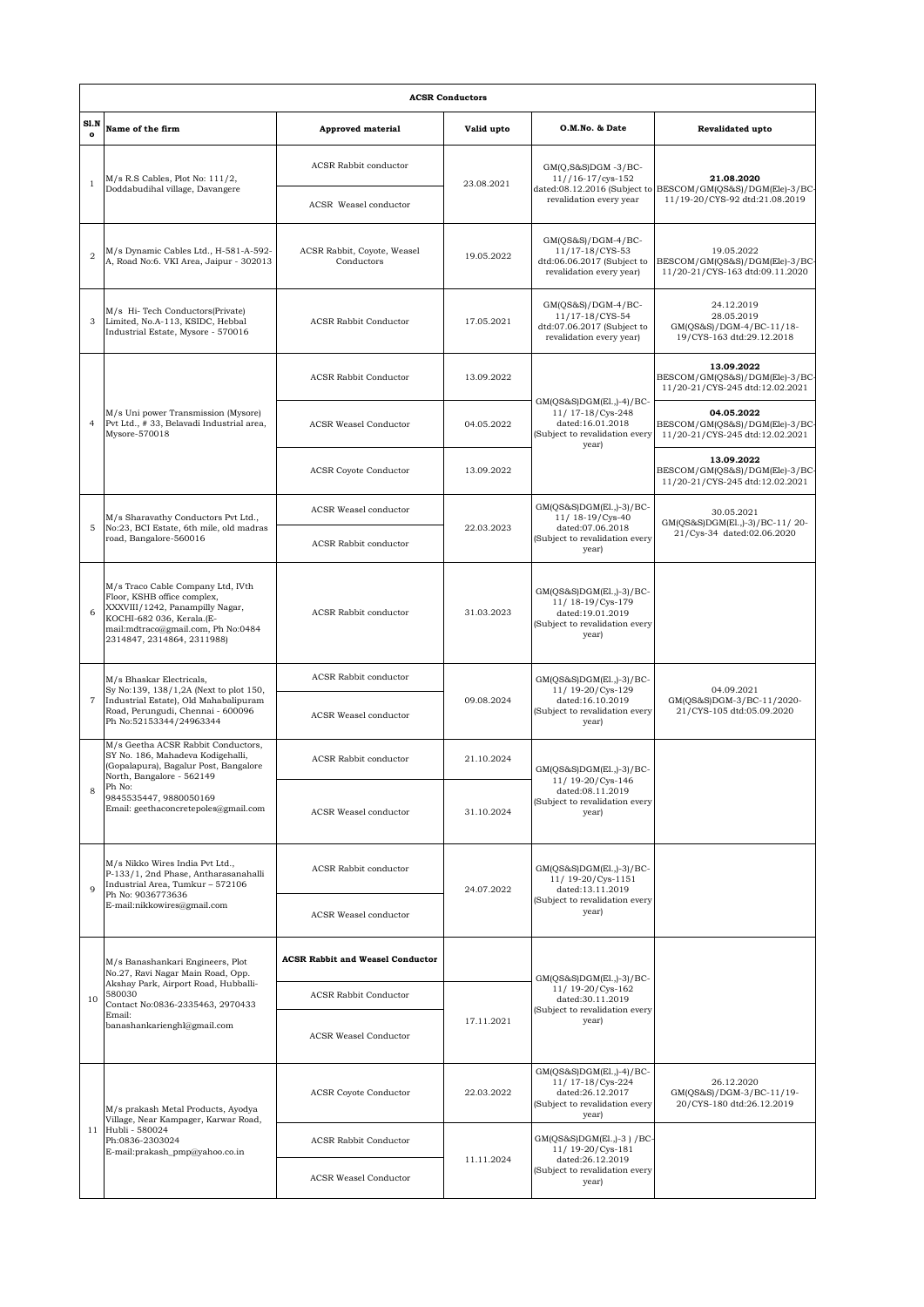**ACSR Conductors**

| Sl.No | Name of the firm | Approved material | Valid upto | O.M.No. & Date | Revalidated upto |
|---|---|---|---|---|---|
| 1 | M/s R.S Cables, Plot No: 111/2, Doddabudihal village, Davangere | ACSR Rabbit conductor | 23.08.2021 | GM(Q,S&S)DGM -3/BC-11//16-17/cys-152 dated:08.12.2016 (Subject to revalidation every year | **21.08.2020** BESCOM/GM(QS&S)/DGM(Ele)-3/BC-11/19-20/CYS-92 dtd:21.08.2019 |
| | | ACSR Weasel conductor | | | |
| 2 | M/s Dynamic Cables Ltd., H-581-A-592-A, Road No:6. VKI Area, Jaipur - 302013 | ACSR Rabbit, Coyote, Weasel Conductors | 19.05.2022 | GM(QS&S)/DGM-4/BC-11/17-18/CYS-53 dtd:06.06.2017 (Subject to revalidation every year) | 19.05.2022 BESCOM/GM(QS&S)/DGM(Ele)-3/BC-11/20-21/CYS-163 dtd:09.11.2020 |
| 3 | M/s Hi- Tech Conductors(Private) Limited, No.A-113, KSIDC, Hebbal Industrial Estate, Mysore - 570016 | ACSR Rabbit Conductor | 17.05.2021 | GM(QS&S)/DGM-4/BC-11/17-18/CYS-54 dtd:07.06.2017 (Subject to revalidation every year) | 24.12.2019 28.05.2019 GM(QS&S)/DGM-4/BC-11/18-19/CYS-163 dtd:29.12.2018 |
| 4 | M/s Uni power Transmission (Mysore) Pvt Ltd., # 33, Belavadi Industrial area, Mysore-570018 | ACSR Rabbit Conductor | 13.09.2022 | GM(QS&S)DGM(El.,)-4)/BC-11/ 17-18/Cys-248 dated:16.01.2018 (Subject to revalidation every year) | **13.09.2022** BESCOM/GM(QS&S)/DGM(Ele)-3/BC-11/20-21/CYS-245 dtd:12.02.2021 |
| | | ACSR Weasel Conductor | 04.05.2022 | | **04.05.2022** BESCOM/GM(QS&S)/DGM(Ele)-3/BC-11/20-21/CYS-245 dtd:12.02.2021 |
| | | ACSR Coyote Conductor | 13.09.2022 | | **13.09.2022** BESCOM/GM(QS&S)/DGM(Ele)-3/BC-11/20-21/CYS-245 dtd:12.02.2021 |
| 5 | M/s Sharavathy Conductors Pvt Ltd., No:23, BCI Estate, 6th mile, old madras road, Bangalore-560016 | ACSR Weasel conductor | 22.03.2023 | GM(QS&S)DGM(El.,)-3)/BC-11/ 18-19/Cys-40 dated:07.06.2018 (Subject to revalidation every year) | 30.05.2021 GM(QS&S)DGM(El.,)-3)/BC-11/ 20-21/Cys-34 dated:02.06.2020 |
| | | ACSR Rabbit conductor | | | |
| 6 | M/s Traco Cable Company Ltd, IVth Floor, KSHB office complex, XXXVIII/1242, Panampilly Nagar, KOCHI-682 036, Kerala.(E-mail:mdtraco@gmail.com, Ph No:0484 2314847, 2314864, 2311988) | ACSR Rabbit conductor | 31.03.2023 | GM(QS&S)DGM(El.,)-3)/BC-11/ 18-19/Cys-179 dated:19.01.2019 (Subject to revalidation every year) | |
| 7 | M/s Bhaskar Electricals, Sy No:139, 138/1,2A (Next to plot 150, Industrial Estate), Old Mahabalipuram Road, Perungudi, Chennai - 600096 Ph No:52153344/24963344 | ACSR Rabbit conductor | 09.08.2024 | GM(QS&S)DGM(El.,)-3)/BC-11/ 19-20/Cys-129 dated:16.10.2019 (Subject to revalidation every year) | 04.09.2021 GM(QS&S)DGM-3/BC-11/2020-21/CYS-105 dtd:05.09.2020 |
| | | ACSR Weasel conductor | | | |
| 8 | M/s Geetha ACSR Rabbit Conductors, SY No. 186, Mahadeva Kodigehalli, (Gopalapura), Bagalur Post, Bangalore North, Bangalore - 562149 Ph No: 9845535447, 9880050169 Email: geethaconcretepoles@gmail.com | ACSR Rabbit conductor | 21.10.2024 | GM(QS&S)DGM(El.,)-3)/BC-11/ 19-20/Cys-146 dated:08.11.2019 (Subject to revalidation every year) | |
| | | ACSR Weasel conductor | 31.10.2024 | | |
| 9 | M/s Nikko Wires India Pvt Ltd., P-133/1, 2nd Phase, Antharasanahalli Industrial Area, Tumkur – 572106 Ph No: 9036773636 E-mail:nikkowires@gmail.com | ACSR Rabbit conductor | 24.07.2022 | GM(QS&S)DGM(El.,)-3)/BC-11/ 19-20/Cys-1151 dated:13.11.2019 (Subject to revalidation every year) | |
| | | ACSR Weasel conductor | | | |
| 10 | M/s Banashankari Engineers, Plot No.27, Ravi Nagar Main Road, Opp. Akshay Park, Airport Road, Hubballi-580030 Contact No:0836-2335463, 2970433 Email: banashankarienghl@gmail.com | **ACSR Rabbit and Weasel Conductor** | | GM(QS&S)DGM(El.,)-3)/BC-11/ 19-20/Cys-162 dated:30.11.2019 (Subject to revalidation every year) | |
| | | ACSR Rabbit Conductor | 17.11.2021 | | |
| | | ACSR Weasel Conductor | | | |
| 11 | M/s prakash Metal Products, Ayodya Village, Near Kampager, Karwar Road, Hubli - 580024 Ph:0836-2303024 E-mail:prakash_pmp@yahoo.co.in | ACSR Coyote Conductor | 22.03.2022 | GM(QS&S)DGM(El.,)-4)/BC-11/ 17-18/Cys-224 dated:26.12.2017 (Subject to revalidation every year) | 26.12.2020 GM(QS&S)/DGM-3/BC-11/19-20/CYS-180 dtd:26.12.2019 |
| | | ACSR Rabbit Conductor | 11.11.2024 | GM(QS&S)DGM(El.,)-3 ) /BC-11/ 19-20/Cys-181 dated:26.12.2019 (Subject to revalidation every year) | |
| | | ACSR Weasel Conductor | | | |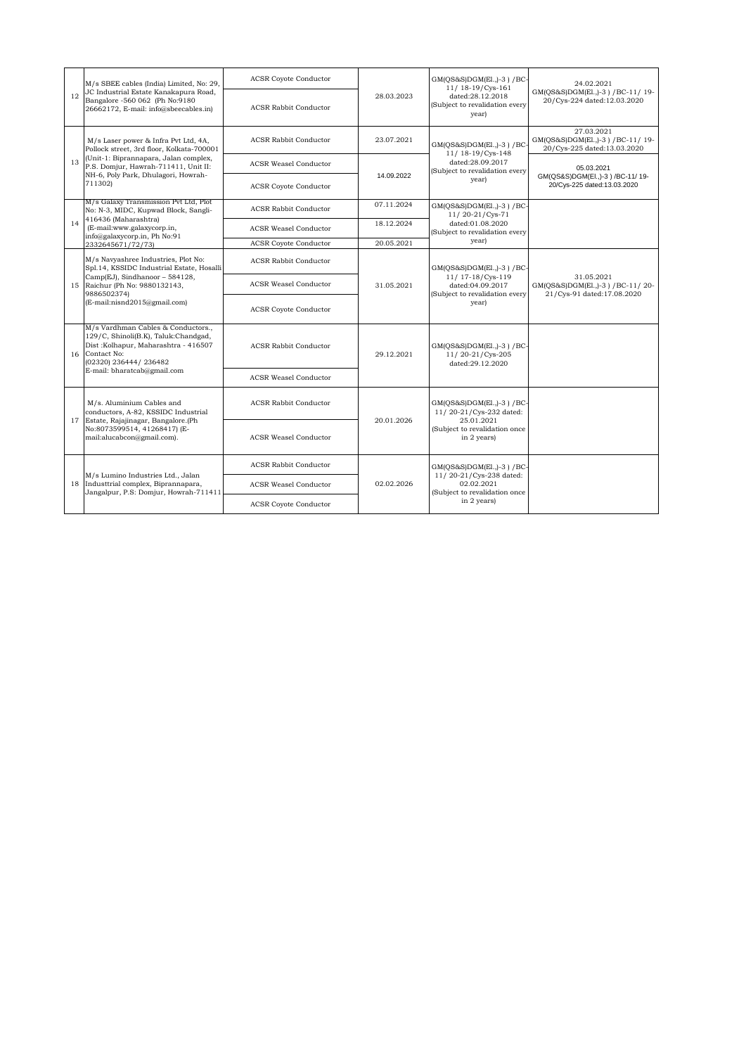| | | | | | |
|---|---|---|---|---|---|
| 12 | M/s SBEE cables (India) Limited, No: 29, JC Industrial Estate Kanakapura Road, Bangalore -560 062 (Ph No:9180 26662172, E-mail: info@sbeecables.in) | ACSR Coyote Conductor | 28.03.2023 | GM(QS&S)DGM(El.,)-3 ) /BC-11/ 18-19/Cys-161 dated:28.12.2018 (Subject to revalidation every year) | 24.02.2021 GM(QS&S)DGM(El.,)-3 ) /BC-11/ 19-20/Cys-224 dated:12.03.2020 |
| | | ACSR Rabbit Conductor | | | |
| 13 | M/s Laser power & Infra Pvt Ltd, 4A, Pollock street, 3rd floor, Kolkata-700001 (Unit-1: Biprannapara, Jalan complex, P.S. Domjur, Hawrah-711411, Unit II: NH-6, Poly Park, Dhulagori, Howrah-711302) | ACSR Rabbit Conductor | 23.07.2021 | GM(QS&S)DGM(El.,)-3 ) /BC-11/ 18-19/Cys-148 dated:28.09.2017 (Subject to revalidation every year) | 27.03.2021 GM(QS&S)DGM(El.,)-3 ) /BC-11/ 19-20/Cys-225 dated:13.03.2020 |
| | | ACSR Weasel Conductor | 14.09.2022 | | 05.03.2021 GM(QS&S)DGM(El.,)-3 ) /BC-11/ 19-20/Cys-225 dated:13.03.2020 |
| | | ACSR Coyote Conductor | | | |
| 14 | M/s Galaxy Transmission Pvt Ltd, Plot No: N-3, MIDC, Kupwad Block, Sangli-416436 (Maharashtra) (E-mail:www.galaxycorp.in, info@galaxycorp.in, Ph No:91 2332645671/72/73) | ACSR Rabbit Conductor | 07.11.2024 | GM(QS&S)DGM(El.,)-3 ) /BC-11/ 20-21/Cys-71 dated:01.08.2020 (Subject to revalidation every year) | |
| | | ACSR Weasel Conductor | 18.12.2024 | | |
| | | ACSR Coyote Conductor | 20.05.2021 | | |
| 15 | M/s Navyashree Industries, Plot No: Spl.14, KSSIDC Industrial Estate, Hosalli Camp(EJ), Sindhanoor – 584128, Raichur (Ph No: 9880132143, 9886502374) (E-mail:nisnd2015@gmail.com) | ACSR Rabbit Conductor | 31.05.2021 | GM(QS&S)DGM(El.,)-3 ) /BC-11/ 17-18/Cys-119 dated:04.09.2017 (Subject to revalidation every year) | 31.05.2021 GM(QS&S)DGM(El.,)-3 ) /BC-11/ 20-21/Cys-91 dated:17.08.2020 |
| | | ACSR Weasel Conductor | | | |
| | | ACSR Coyote Conductor | | | |
| 16 | M/s Vardhman Cables & Conductors., 129/C, Shinoli(B.K), Taluk:Chandgad, Dist :Kolhapur, Maharashtra - 416507 Contact No: (02320) 236444/ 236482 E-mail: bharatcab@gmail.com | ACSR Rabbit Conductor | 29.12.2021 | GM(QS&S)DGM(El.,)-3 ) /BC-11/ 20-21/Cys-205 dated:29.12.2020 | |
| | | ACSR Weasel Conductor | | | |
| 17 | M/s. Aluminium Cables and conductors, A-82, KSSIDC Industrial Estate, Rajajinagar, Bangalore.(Ph No:8073599514, 41268417) (E-mail:alucabcon@gmail.com). | ACSR Rabbit Conductor | 20.01.2026 | GM(QS&S)DGM(El.,)-3 ) /BC-11/ 20-21/Cys-232 dated: 25.01.2021 (Subject to revalidation once in 2 years) | |
| | | ACSR Weasel Conductor | | | |
| 18 | M/s Lumino Industries Ltd., Jalan Industtrial complex, Biprannapara, Jangalpur, P.S: Domjur, Howrah-711411 | ACSR Rabbit Conductor | 02.02.2026 | GM(QS&S)DGM(El.,)-3 ) /BC-11/ 20-21/Cys-238 dated: 02.02.2021 (Subject to revalidation once in 2 years) | |
| | | ACSR Weasel Conductor | | | |
| | | ACSR Coyote Conductor | | | |